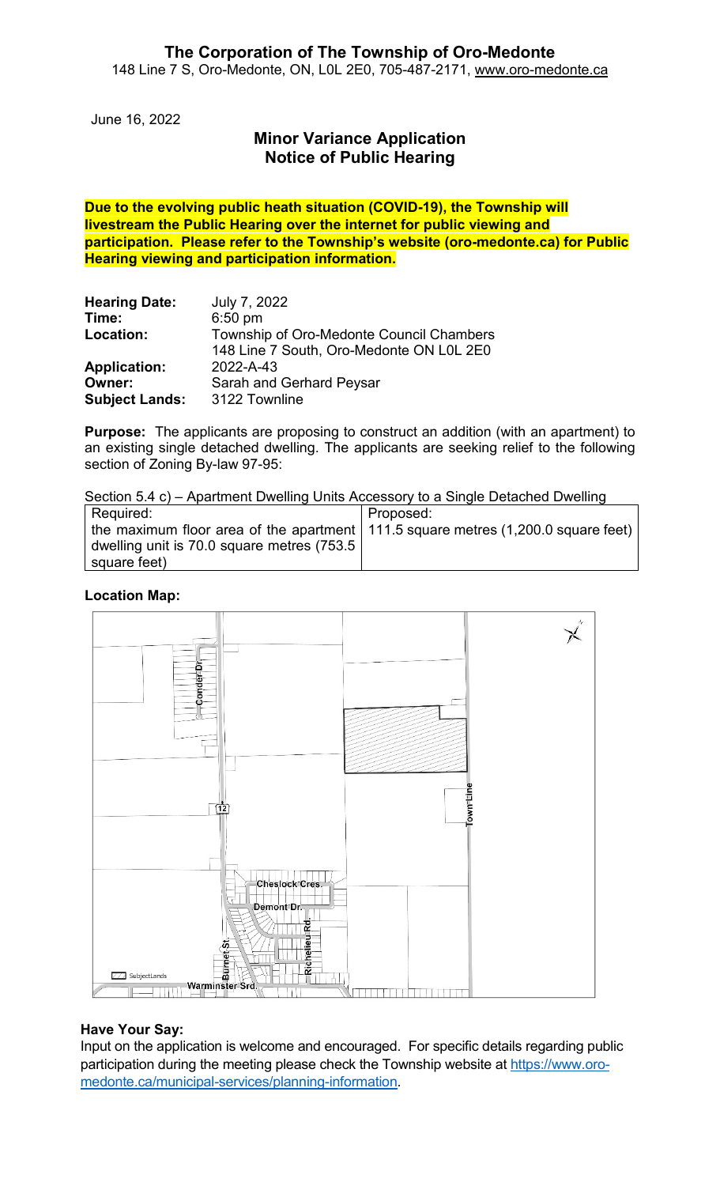# The Corporation of The Township of Oro-Medonte

148 Line 7 S, Oro-Medonte, ON, L0L 2E0, 705-487-2171, www.oro-medonte.ca

June 16, 2022

## Minor Variance Application
## Notice of Public Hearing

**Due to the evolving public heath situation (COVID-19), the Township will livestream the Public Hearing over the internet for public viewing and participation. Please refer to the Township's website (oro-medonte.ca) for Public Hearing viewing and participation information.**

| | |
|---|---|
| **Hearing Date:** | July 7, 2022 |
| **Time:** | 6:50 pm |
| **Location:** | Township of Oro-Medonte Council Chambers<br>148 Line 7 South, Oro-Medonte ON L0L 2E0 |
| **Application:** | 2022-A-43 |
| **Owner:** | Sarah and Gerhard Peysar |
| **Subject Lands:** | 3122 Townline |

**Purpose:** The applicants are proposing to construct an addition (with an apartment) to an existing single detached dwelling. The applicants are seeking relief to the following section of Zoning By-law 97-95:

Section 5.4 c) – Apartment Dwelling Units Accessory to a Single Detached Dwelling

| Required: | Proposed: |
|---|---|
| the maximum floor area of the apartment dwelling unit is 70.0 square metres (753.5 square feet) | 111.5 square metres (1,200.0 square feet) |

**Location Map:**

Conder Dr
12
Town Line
Cheslock Cres
Demont Dr
Richelieu Rd
Burnet St
Warminster Srd
Subject Lands

**Have Your Say:**

Input on the application is welcome and encouraged. For specific details regarding public participation during the meeting please check the Township website at https://www.oro-medonte.ca/municipal-services/planning-information.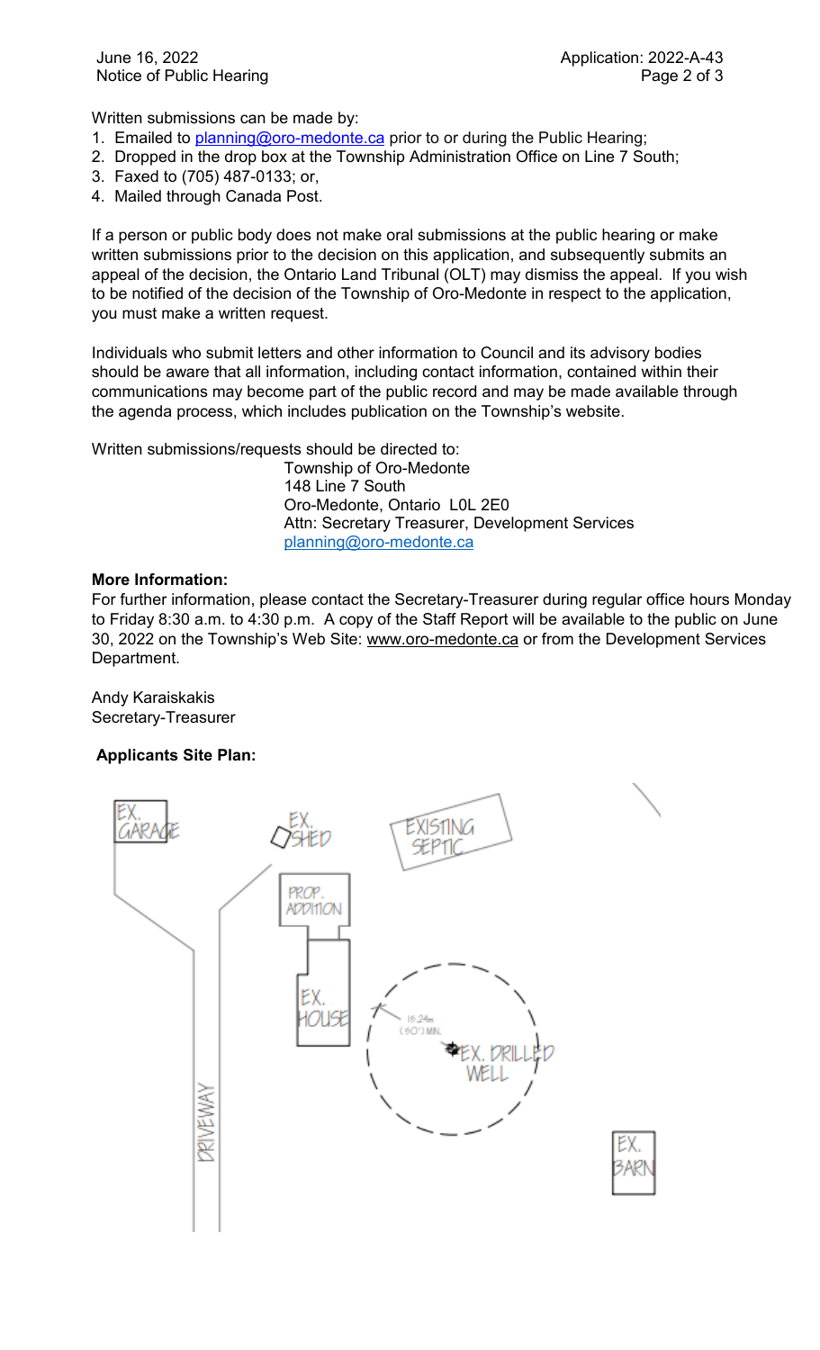Written submissions can be made by:

1. Emailed to planning@oro-medonte.ca prior to or during the Public Hearing;
2. Dropped in the drop box at the Township Administration Office on Line 7 South;
3. Faxed to (705) 487-0133; or,
4. Mailed through Canada Post.

If a person or public body does not make oral submissions at the public hearing or make written submissions prior to the decision on this application, and subsequently submits an appeal of the decision, the Ontario Land Tribunal (OLT) may dismiss the appeal. If you wish to be notified of the decision of the Township of Oro-Medonte in respect to the application, you must make a written request.

Individuals who submit letters and other information to Council and its advisory bodies should be aware that all information, including contact information, contained within their communications may become part of the public record and may be made available through the agenda process, which includes publication on the Township's website.

Written submissions/requests should be directed to:

Township of Oro-Medonte
148 Line 7 South
Oro-Medonte, Ontario L0L 2E0
Attn: Secretary Treasurer, Development Services
planning@oro-medonte.ca

**More Information:**
For further information, please contact the Secretary-Treasurer during regular office hours Monday to Friday 8:30 a.m. to 4:30 p.m. A copy of the Staff Report will be available to the public on June 30, 2022 on the Township's Web Site: www.oro-medonte.ca or from the Development Services Department.

Andy Karaiskakis
Secretary-Treasurer

**Applicants Site Plan:**

EX. GARAGE

EX. SHED

EXISTING SEPTIC

PROP. ADDITION

EX. HOUSE

15.24m (50') MIN.

EX. DRILLED WELL

DRIVEWAY

EX. BARN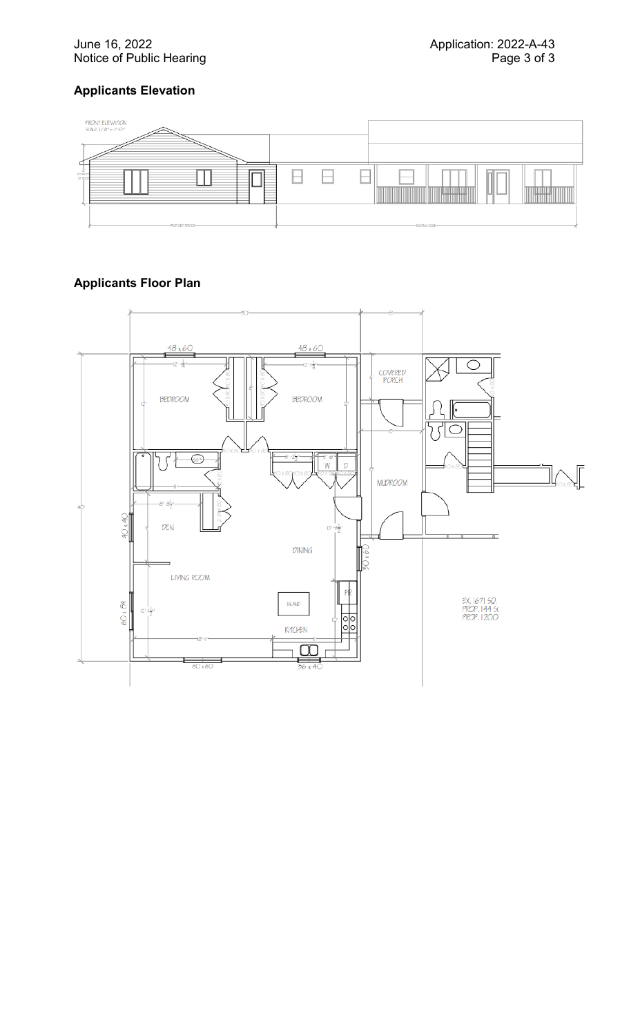## Applicants Elevation

FRONT ELEVATION
SCALE: 1/8" = 1'-0"

## Applicants Floor Plan

48 x 60

48 x 60

BEDROOM

BEDROOM

COVERED PORCH

MUDROOM

DEN

DINING

LIVING ROOM

ISLAND

KITCHEN

40 x 40

60 x 84

30 x 60

60 x 60

36 x 40

W

D

FR

EX. 1671 SQ.
PROP. 144 Sq
PROP. 1200